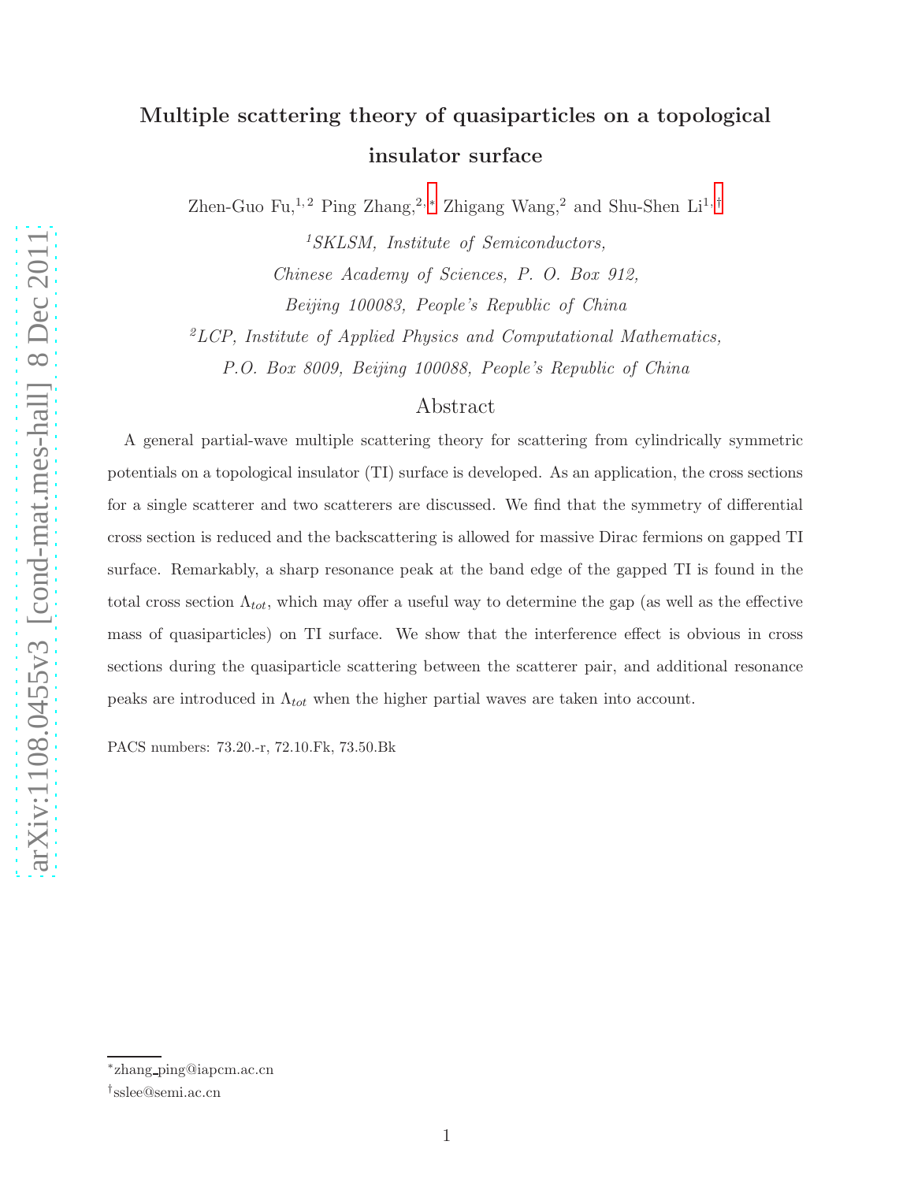# Multiple scattering theory of quasiparticles on a topological insulator surface

Zhen-Guo Fu,[1,2] Ping Zhang,[2,*] Zhigang Wang,[2] and Shu-Shen Li[1,†]

[1]*SKLSM, Institute of Semiconductors, Chinese Academy of Sciences, P. O. Box 912, Beijing 100083, People's Republic of China*

[2]*LCP, Institute of Applied Physics and Computational Mathematics, P.O. Box 8009, Beijing 100088, People's Republic of China*

## Abstract

A general partial-wave multiple scattering theory for scattering from cylindrically symmetric potentials on a topological insulator (TI) surface is developed. As an application, the cross sections for a single scatterer and two scatterers are discussed. We find that the symmetry of differential cross section is reduced and the backscattering is allowed for massive Dirac fermions on gapped TI surface. Remarkably, a sharp resonance peak at the band edge of the gapped TI is found in the total cross section $\Lambda_{tot}$, which may offer a useful way to determine the gap (as well as the effective mass of quasiparticles) on TI surface. We show that the interference effect is obvious in cross sections during the quasiparticle scattering between the scatterer pair, and additional resonance peaks are introduced in $\Lambda_{tot}$ when the higher partial waves are taken into account.

PACS numbers: 73.20.-r, 72.10.Fk, 73.50.Bk

---

*zhang_ping@iapcm.ac.cn

†sslee@semi.ac.cn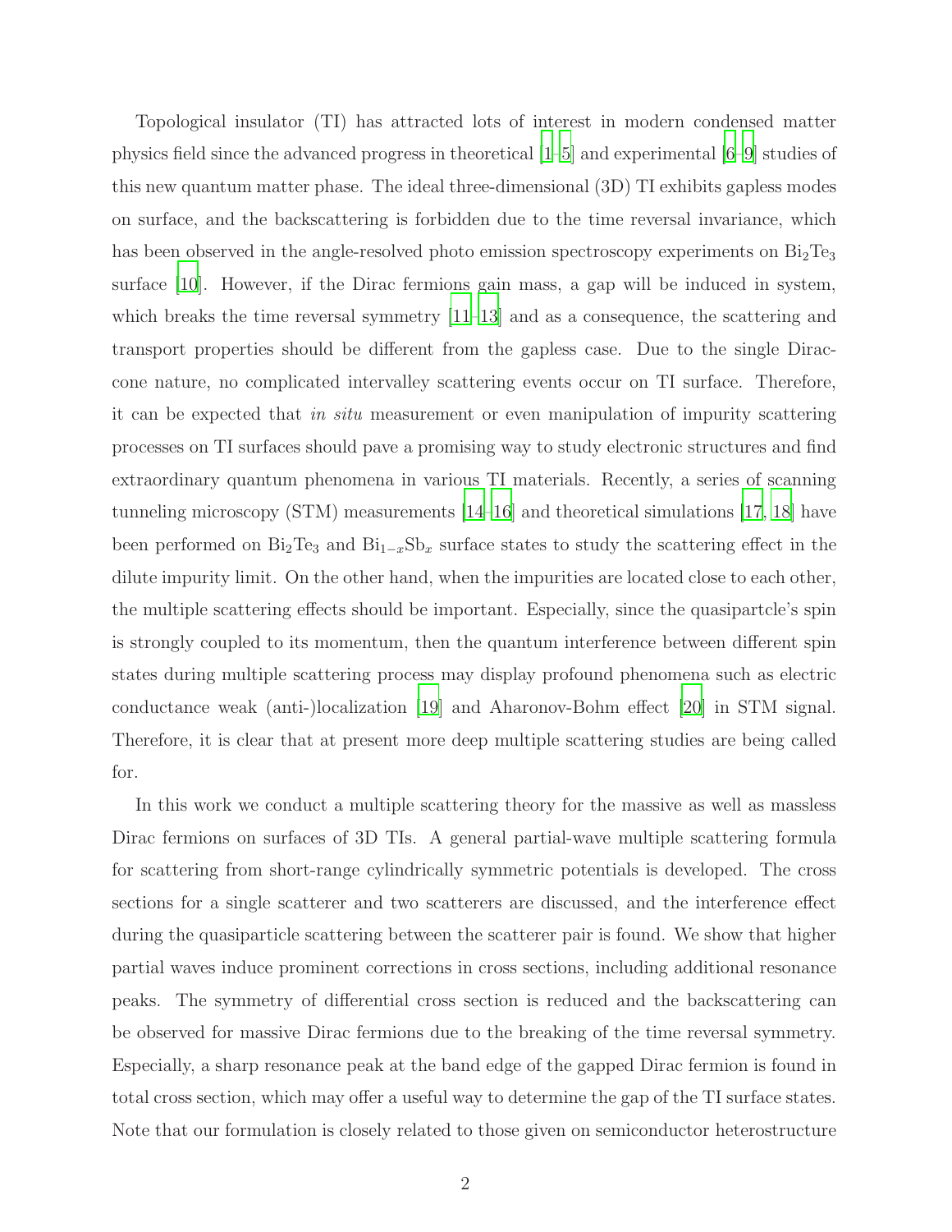Topological insulator (TI) has attracted lots of interest in modern condensed matter physics field since the advanced progress in theoretical [1–5] and experimental [6–9] studies of this new quantum matter phase. The ideal three-dimensional (3D) TI exhibits gapless modes on surface, and the backscattering is forbidden due to the time reversal invariance, which has been observed in the angle-resolved photo emission spectroscopy experiments on $Bi_2Te_3$ surface [10]. However, if the Dirac fermions gain mass, a gap will be induced in system, which breaks the time reversal symmetry [11–13] and as a consequence, the scattering and transport properties should be different from the gapless case. Due to the single Dirac-cone nature, no complicated intervalley scattering events occur on TI surface. Therefore, it can be expected that *in situ* measurement or even manipulation of impurity scattering processes on TI surfaces should pave a promising way to study electronic structures and find extraordinary quantum phenomena in various TI materials. Recently, a series of scanning tunneling microscopy (STM) measurements [14–16] and theoretical simulations [17, 18] have been performed on $Bi_2Te_3$ and $Bi_{1-x}Sb_x$ surface states to study the scattering effect in the dilute impurity limit. On the other hand, when the impurities are located close to each other, the multiple scattering effects should be important. Especially, since the quasipartcle's spin is strongly coupled to its momentum, then the quantum interference between different spin states during multiple scattering process may display profound phenomena such as electric conductance weak (anti-)localization [19] and Aharonov-Bohm effect [20] in STM signal. Therefore, it is clear that at present more deep multiple scattering studies are being called for.

In this work we conduct a multiple scattering theory for the massive as well as massless Dirac fermions on surfaces of 3D TIs. A general partial-wave multiple scattering formula for scattering from short-range cylindrically symmetric potentials is developed. The cross sections for a single scatterer and two scatterers are discussed, and the interference effect during the quasiparticle scattering between the scatterer pair is found. We show that higher partial waves induce prominent corrections in cross sections, including additional resonance peaks. The symmetry of differential cross section is reduced and the backscattering can be observed for massive Dirac fermions due to the breaking of the time reversal symmetry. Especially, a sharp resonance peak at the band edge of the gapped Dirac fermion is found in total cross section, which may offer a useful way to determine the gap of the TI surface states. Note that our formulation is closely related to those given on semiconductor heterostructure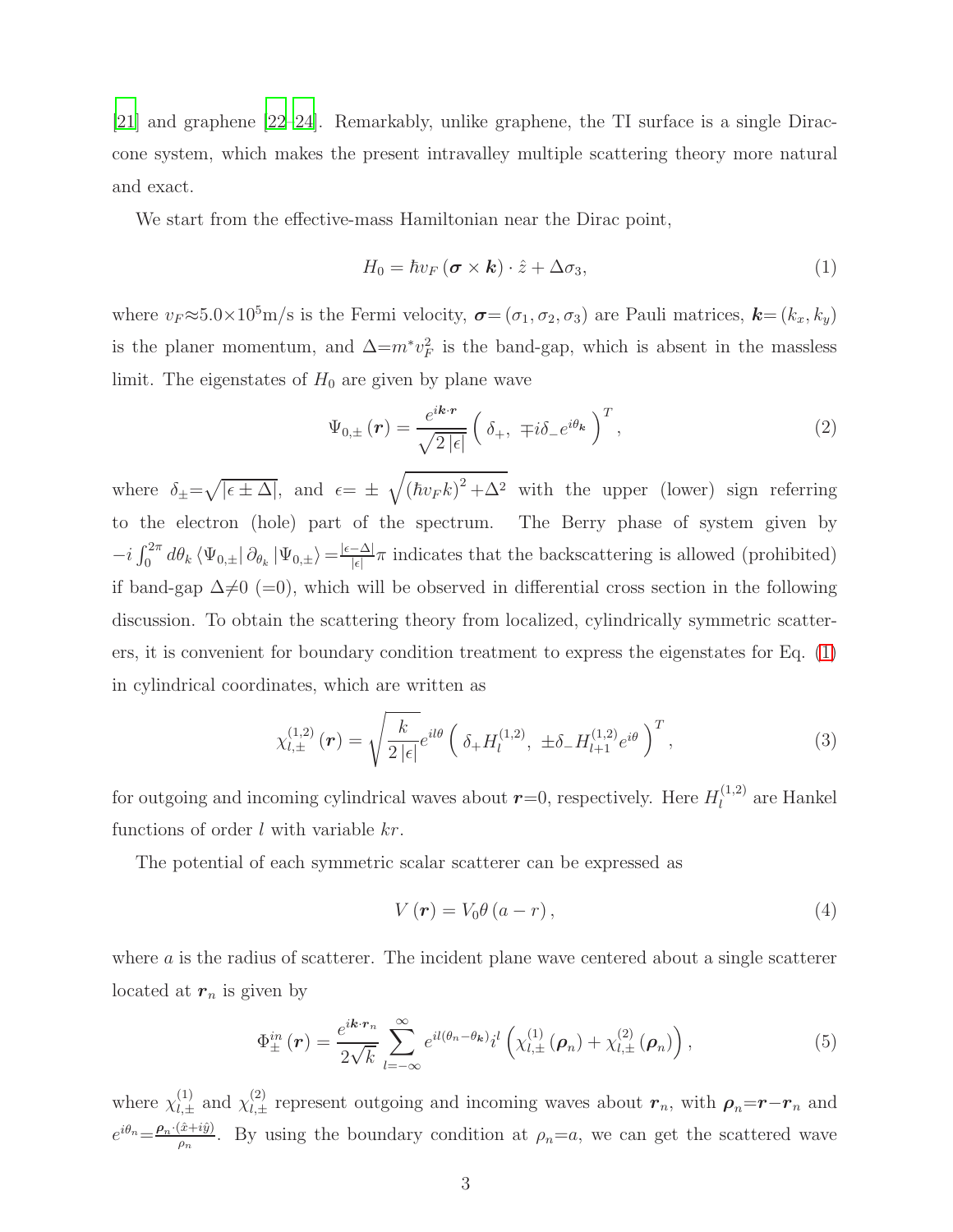[21] and graphene [22–24]. Remarkably, unlike graphene, the TI surface is a single Dirac-cone system, which makes the present intravalley multiple scattering theory more natural and exact.

We start from the effective-mass Hamiltonian near the Dirac point,

$$H_0 = \hbar v_F \left(\boldsymbol{\sigma} \times \boldsymbol{k}\right) \cdot \hat{z} + \Delta \sigma_3, \tag{1}$$

where $v_F \approx 5.0 \times 10^5$m/s is the Fermi velocity, $\boldsymbol{\sigma} = (\sigma_1, \sigma_2, \sigma_3)$ are Pauli matrices, $\boldsymbol{k} = (k_x, k_y)$ is the planer momentum, and $\Delta = m^* v_F^2$ is the band-gap, which is absent in the massless limit. The eigenstates of $H_0$ are given by plane wave

$$\Psi_{0,\pm}\left(\boldsymbol{r}\right) = \frac{e^{i\boldsymbol{k}\cdot\boldsymbol{r}}}{\sqrt{2\left|\epsilon\right|}} \left( \delta_+, \ \mp i \delta_- e^{i\theta_{\boldsymbol{k}}} \right)^T, \tag{2}$$

where $\delta_\pm = \sqrt{|\epsilon \pm \Delta|}$, and $\epsilon = \pm\sqrt{\left(\hbar v_F k\right)^2 + \Delta^2}$ with the upper (lower) sign referring to the electron (hole) part of the spectrum. The Berry phase of system given by $-i\int_0^{2\pi} d\theta_k \left\langle \Psi_{0,\pm} \right| \partial_{\theta_k} \left| \Psi_{0,\pm} \right\rangle = \frac{|\epsilon - \Delta|}{|\epsilon|}\pi$ indicates that the backscattering is allowed (prohibited) if band-gap $\Delta \neq 0$ ($=0$), which will be observed in differential cross section in the following discussion. To obtain the scattering theory from localized, cylindrically symmetric scatterers, it is convenient for boundary condition treatment to express the eigenstates for Eq. (1) in cylindrical coordinates, which are written as

$$\chi_{l,\pm}^{(1,2)}\left(\boldsymbol{r}\right) = \sqrt{\frac{k}{2\left|\epsilon\right|}} e^{il\theta} \left( \delta_+ H_l^{(1,2)}, \ \pm \delta_- H_{l+1}^{(1,2)} e^{i\theta} \right)^T, \tag{3}$$

for outgoing and incoming cylindrical waves about $\boldsymbol{r} = 0$, respectively. Here $H_l^{(1,2)}$ are Hankel functions of order $l$ with variable $kr$.

The potential of each symmetric scalar scatterer can be expressed as

$$V\left(\boldsymbol{r}\right) = V_0 \theta\left(a - r\right), \tag{4}$$

where $a$ is the radius of scatterer. The incident plane wave centered about a single scatterer located at $\boldsymbol{r}_n$ is given by

$$\Phi_\pm^{in}\left(\boldsymbol{r}\right) = \frac{e^{i\boldsymbol{k}\cdot\boldsymbol{r}_n}}{2\sqrt{k}} \sum_{l=-\infty}^{\infty} e^{il(\theta_n - \theta_{\boldsymbol{k}})} i^l \left( \chi_{l,\pm}^{(1)}\left(\boldsymbol{\rho}_n\right) + \chi_{l,\pm}^{(2)}\left(\boldsymbol{\rho}_n\right) \right), \tag{5}$$

where $\chi_{l,\pm}^{(1)}$ and $\chi_{l,\pm}^{(2)}$ represent outgoing and incoming waves about $\boldsymbol{r}_n$, with $\boldsymbol{\rho}_n = \boldsymbol{r} - \boldsymbol{r}_n$ and $e^{i\theta_n} = \frac{\boldsymbol{\rho}_n \cdot (\hat{x} + i\hat{y})}{\rho_n}$. By using the boundary condition at $\rho_n = a$, we can get the scattered wave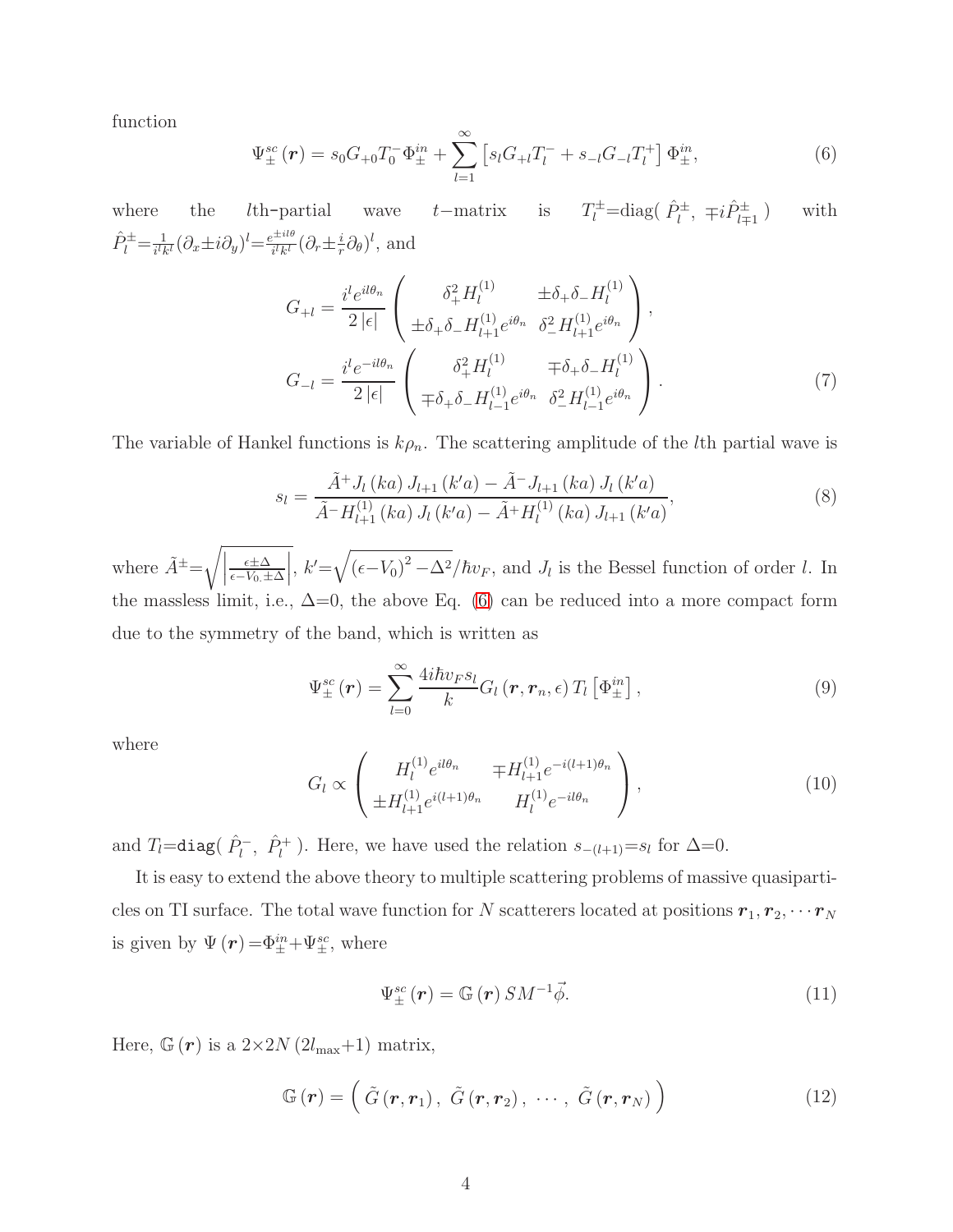function

$$\Psi_{\pm}^{sc}\left(\boldsymbol{r}\right)=s_{0}G_{+0}T_{0}^{-}\Phi_{\pm}^{in}+\sum_{l=1}^{\infty}\left[s_{l}G_{+l}T_{l}^{-}+s_{-l}G_{-l}T_{l}^{+}\right]\Phi_{\pm}^{in},\tag{6}$$

where the $l$th-partial wave $t-$matrix is $T_{l}^{\pm}$=diag( $\hat{P}_{l}^{\pm}$, $\mp i\hat{P}_{l\mp1}^{\pm}$ ) with $\hat{P}_{l}^{\pm}=\frac{1}{i^{l}k^{l}}(\partial_{x}\pm i\partial_{y})^{l}=\frac{e^{\pm il\theta}}{i^{l}k^{l}}(\partial_{r}\pm\frac{i}{r}\partial_{\theta})^{l}$, and

$$G_{+l}=\frac{i^{l}e^{il\theta_{n}}}{2\left|\epsilon\right|}\begin{pmatrix}\delta_{+}^{2}H_{l}^{(1)} & \pm\delta_{+}\delta_{-}H_{l}^{(1)}\\ \pm\delta_{+}\delta_{-}H_{l+1}^{(1)}e^{i\theta_{n}} & \delta_{-}^{2}H_{l+1}^{(1)}e^{i\theta_{n}}\end{pmatrix},$$

$$G_{-l}=\frac{i^{l}e^{-il\theta_{n}}}{2\left|\epsilon\right|}\begin{pmatrix}\delta_{+}^{2}H_{l}^{(1)} & \mp\delta_{+}\delta_{-}H_{l}^{(1)}\\ \mp\delta_{+}\delta_{-}H_{l-1}^{(1)}e^{i\theta_{n}} & \delta_{-}^{2}H_{l-1}^{(1)}e^{i\theta_{n}}\end{pmatrix}.\tag{7}$$

The variable of Hankel functions is $k\rho_{n}$. The scattering amplitude of the $l$th partial wave is

$$s_{l}=\frac{\tilde{A}^{+}J_{l}\left(ka\right)J_{l+1}\left(k'a\right)-\tilde{A}^{-}J_{l+1}\left(ka\right)J_{l}\left(k'a\right)}{\tilde{A}^{-}H_{l+1}^{(1)}\left(ka\right)J_{l}\left(k'a\right)-\tilde{A}^{+}H_{l}^{(1)}\left(ka\right)J_{l+1}\left(k'a\right)},\tag{8}$$

where $\tilde{A}^{\pm}=\sqrt{\left|\frac{\epsilon\pm\Delta}{\epsilon-V_{0}\pm\Delta}\right|}$, $k'=\sqrt{\left(\epsilon-V_{0}\right)^{2}-\Delta^{2}}/\hbar v_{F}$, and $J_{l}$ is the Bessel function of order $l$. In the massless limit, i.e., $\Delta$=0, the above Eq. (6) can be reduced into a more compact form due to the symmetry of the band, which is written as

$$\Psi_{\pm}^{sc}\left(\boldsymbol{r}\right)=\sum_{l=0}^{\infty}\frac{4i\hbar v_{F}s_{l}}{k}G_{l}\left(\boldsymbol{r},\boldsymbol{r}_{n},\epsilon\right)T_{l}\left[\Phi_{\pm}^{in}\right],\tag{9}$$

where

$$G_{l}\propto\begin{pmatrix}H_{l}^{(1)}e^{il\theta_{n}} & \mp H_{l+1}^{(1)}e^{-i(l+1)\theta_{n}}\\ \pm H_{l+1}^{(1)}e^{i(l+1)\theta_{n}} & H_{l}^{(1)}e^{-il\theta_{n}}\end{pmatrix},\tag{10}$$

and $T_{l}$=`diag`( $\hat{P}_{l}^{-}$, $\hat{P}_{l}^{+}$ ). Here, we have used the relation $s_{-(l+1)}=s_{l}$ for $\Delta$=0.

It is easy to extend the above theory to multiple scattering problems of massive quasiparticles on TI surface. The total wave function for $N$ scatterers located at positions $\boldsymbol{r}_{1},\boldsymbol{r}_{2},\cdots\boldsymbol{r}_{N}$ is given by $\Psi\left(\boldsymbol{r}\right)=\Phi_{\pm}^{in}+\Psi_{\pm}^{sc}$, where

$$\Psi_{\pm}^{sc}\left(\boldsymbol{r}\right)=\mathbb{G}\left(\boldsymbol{r}\right)SM^{-1}\vec{\phi}.\tag{11}$$

Here, $\mathbb{G}\left(\boldsymbol{r}\right)$ is a $2{\times}2N\left(2l_{\max}{+}1\right)$ matrix,

$$\mathbb{G}\left(\boldsymbol{r}\right)=\left(\tilde{G}\left(\boldsymbol{r},\boldsymbol{r}_{1}\right),\ \tilde{G}\left(\boldsymbol{r},\boldsymbol{r}_{2}\right),\ \cdots,\ \tilde{G}\left(\boldsymbol{r},\boldsymbol{r}_{N}\right)\right)\tag{12}$$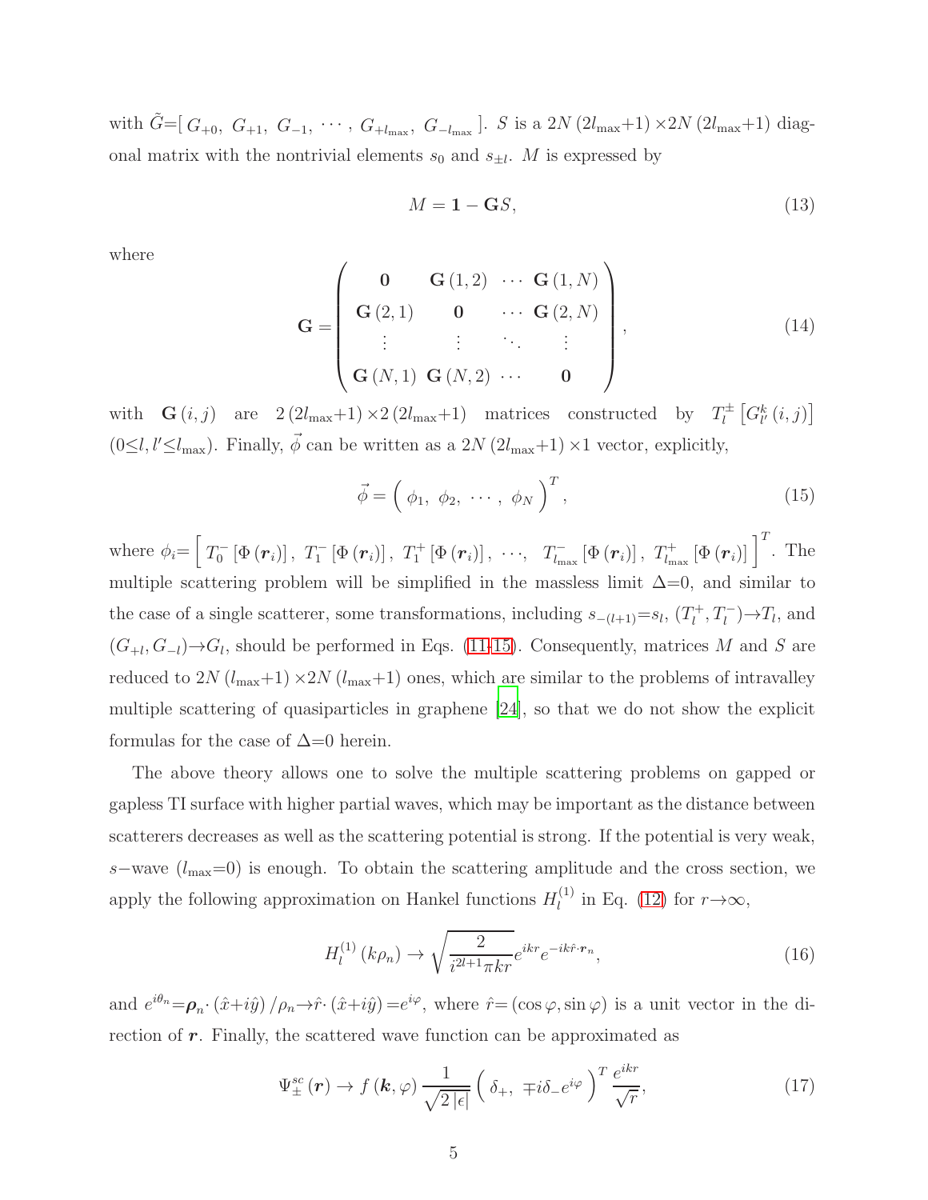with $\tilde{G}$=[ $G_{+0}$, $G_{+1}$, $G_{-1}$, $\cdots$ , $G_{+l_{\max}}$, $G_{-l_{\max}}$ ]. $S$ is a $2N\,(2l_{\max}{+}1)\times 2N\,(2l_{\max}{+}1)$ diagonal matrix with the nontrivial elements $s_0$ and $s_{\pm l}$. $M$ is expressed by

$$M = \mathbf{1} - \mathbf{G}S, \tag{13}$$

where

$$\mathbf{G} = \begin{pmatrix} \mathbf{0} & \mathbf{G}\,(1,2) & \cdots & \mathbf{G}\,(1,N) \\ \mathbf{G}\,(2,1) & \mathbf{0} & \cdots & \mathbf{G}\,(2,N) \\ \vdots & \vdots & \ddots & \vdots \\ \mathbf{G}\,(N,1) & \mathbf{G}\,(N,2) & \cdots & \mathbf{0} \end{pmatrix}, \tag{14}$$

with $\mathbf{G}\,(i,j)$ are $2\,(2l_{\max}{+}1)\times 2\,(2l_{\max}{+}1)$ matrices constructed by $T_l^{\pm}\left[G_{l'}^{k}\,(i,j)\right]$ ($0{\leq}l, l'{\leq}l_{\max}$). Finally, $\vec{\phi}$ can be written as a $2N\,(2l_{\max}{+}1)\times 1$ vector, explicitly,

$$\vec{\phi} = \left(\ \phi_1,\ \phi_2,\ \cdots,\ \phi_N\ \right)^T, \tag{15}$$

where $\phi_i = \left[\ T_0^-\left[\Phi\,(\boldsymbol{r}_i)\right],\ T_1^-\left[\Phi\,(\boldsymbol{r}_i)\right],\ T_1^+\left[\Phi\,(\boldsymbol{r}_i)\right],\ \cdots,\ \ T_{l_{\max}}^-\left[\Phi\,(\boldsymbol{r}_i)\right],\ T_{l_{\max}}^+\left[\Phi\,(\boldsymbol{r}_i)\right]\ \right]^T$. The multiple scattering problem will be simplified in the massless limit $\Delta$=0, and similar to the case of a single scatterer, some transformations, including $s_{-(l+1)}{=}s_l$, $(T_l^+, T_l^-){\rightarrow}T_l$, and $(G_{+l}, G_{-l}){\rightarrow}G_l$, should be performed in Eqs. (11-15). Consequently, matrices $M$ and $S$ are reduced to $2N\,(l_{\max}{+}1)\times 2N\,(l_{\max}{+}1)$ ones, which are similar to the problems of intravalley multiple scattering of quasiparticles in graphene [24], so that we do not show the explicit formulas for the case of $\Delta$=0 herein.

The above theory allows one to solve the multiple scattering problems on gapped or gapless TI surface with higher partial waves, which may be important as the distance between scatterers decreases as well as the scattering potential is strong. If the potential is very weak, $s-$wave ($l_{\max}$=0) is enough. To obtain the scattering amplitude and the cross section, we apply the following approximation on Hankel functions $H_l^{(1)}$ in Eq. (12) for $r{\rightarrow}\infty$,

$$H_l^{(1)}\,(k\rho_n) \rightarrow \sqrt{\frac{2}{i^{2l+1}\pi kr}}e^{ikr}e^{-ik\hat{r}\cdot\boldsymbol{r}_n}, \tag{16}$$

and $e^{i\theta_n}{=}\boldsymbol{\rho}_n{\cdot}\,(\hat{x}{+}i\hat{y})\,/\rho_n{\rightarrow}\hat{r}{\cdot}\,(\hat{x}{+}i\hat{y})\,{=}e^{i\varphi}$, where $\hat{r}{=}\,(\cos\varphi, \sin\varphi)$ is a unit vector in the direction of $\boldsymbol{r}$. Finally, the scattered wave function can be approximated as

$$\Psi_{\pm}^{sc}\,(\boldsymbol{r}) \rightarrow f\,(\boldsymbol{k}, \varphi)\,\frac{1}{\sqrt{2\,|\epsilon|}}\left(\ \delta_+,\ \mp i\delta_- e^{i\varphi}\ \right)^T\frac{e^{ikr}}{\sqrt{r}}, \tag{17}$$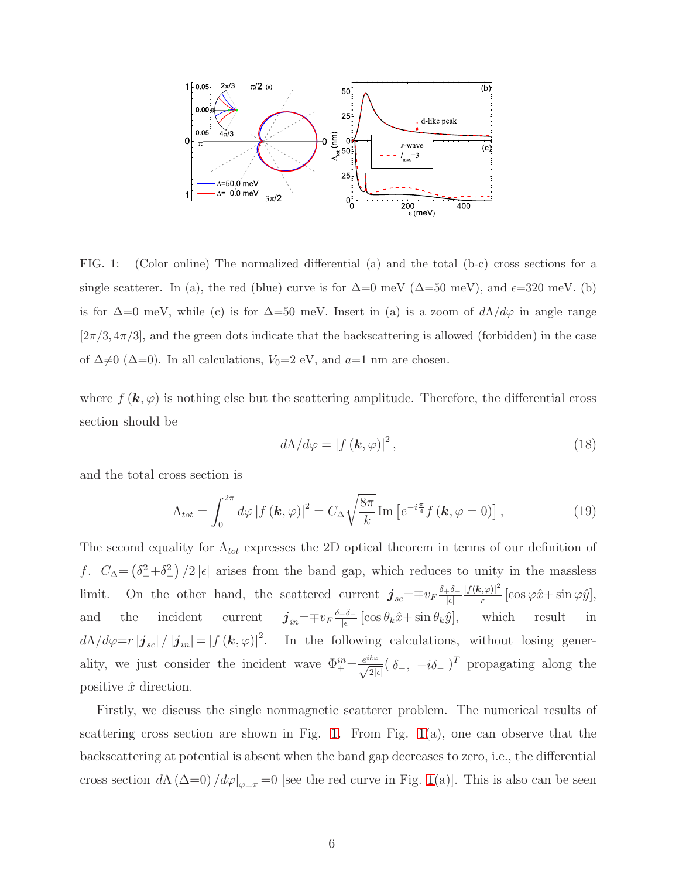FIG. 1: (Color online) The normalized differential (a) and the total (b-c) cross sections for a single scatterer. In (a), the red (blue) curve is for $\Delta$=0 meV ($\Delta$=50 meV), and $\epsilon$=320 meV. (b) is for $\Delta$=0 meV, while (c) is for $\Delta$=50 meV. Insert in (a) is a zoom of $d\Lambda/d\varphi$ in angle range $[2\pi/3, 4\pi/3]$, and the green dots indicate that the backscattering is allowed (forbidden) in the case of $\Delta\neq 0$ ($\Delta$=0). In all calculations, $V_0$=2 eV, and $a$=1 nm are chosen.

where $f(\boldsymbol{k}, \varphi)$ is nothing else but the scattering amplitude. Therefore, the differential cross section should be

$$d\Lambda/d\varphi = |f(\boldsymbol{k}, \varphi)|^2, \tag{18}$$

and the total cross section is

$$\Lambda_{tot} = \int_0^{2\pi} d\varphi \, |f(\boldsymbol{k}, \varphi)|^2 = C_\Delta \sqrt{\frac{8\pi}{k}} \, \mathrm{Im}\left[e^{-i\frac{\pi}{4}} f(\boldsymbol{k}, \varphi = 0)\right], \tag{19}$$

The second equality for $\Lambda_{tot}$ expresses the 2D optical theorem in terms of our definition of $f$. $C_\Delta = \left(\delta_+^2 + \delta_-^2\right)/2|\epsilon|$ arises from the band gap, which reduces to unity in the massless limit. On the other hand, the scattered current $\boldsymbol{j}_{sc} = \mp v_F \frac{\delta_+\delta_-}{|\epsilon|} \frac{|f(\boldsymbol{k},\varphi)|^2}{r} [\cos\varphi \hat{x} + \sin\varphi \hat{y}]$, and the incident current $\boldsymbol{j}_{in} = \mp v_F \frac{\delta_+\delta_-}{|\epsilon|} [\cos\theta_k \hat{x} + \sin\theta_k \hat{y}]$, which result in $d\Lambda/d\varphi = r\,|\boldsymbol{j}_{sc}|/|\boldsymbol{j}_{in}| = |f(\boldsymbol{k}, \varphi)|^2$. In the following calculations, without losing generality, we just consider the incident wave $\Phi_+^{in} = \frac{e^{ikx}}{\sqrt{2|\epsilon|}} (\ \delta_+, \ -i\delta_-\ )^T$ propagating along the positive $\hat{x}$ direction.

Firstly, we discuss the single nonmagnetic scatterer problem. The numerical results of scattering cross section are shown in Fig. 1. From Fig. 1(a), one can observe that the backscattering at potential is absent when the band gap decreases to zero, i.e., the differential cross section $d\Lambda(\Delta{=}0)/d\varphi|_{\varphi=\pi} = 0$ [see the red curve in Fig. 1(a)]. This is also can be seen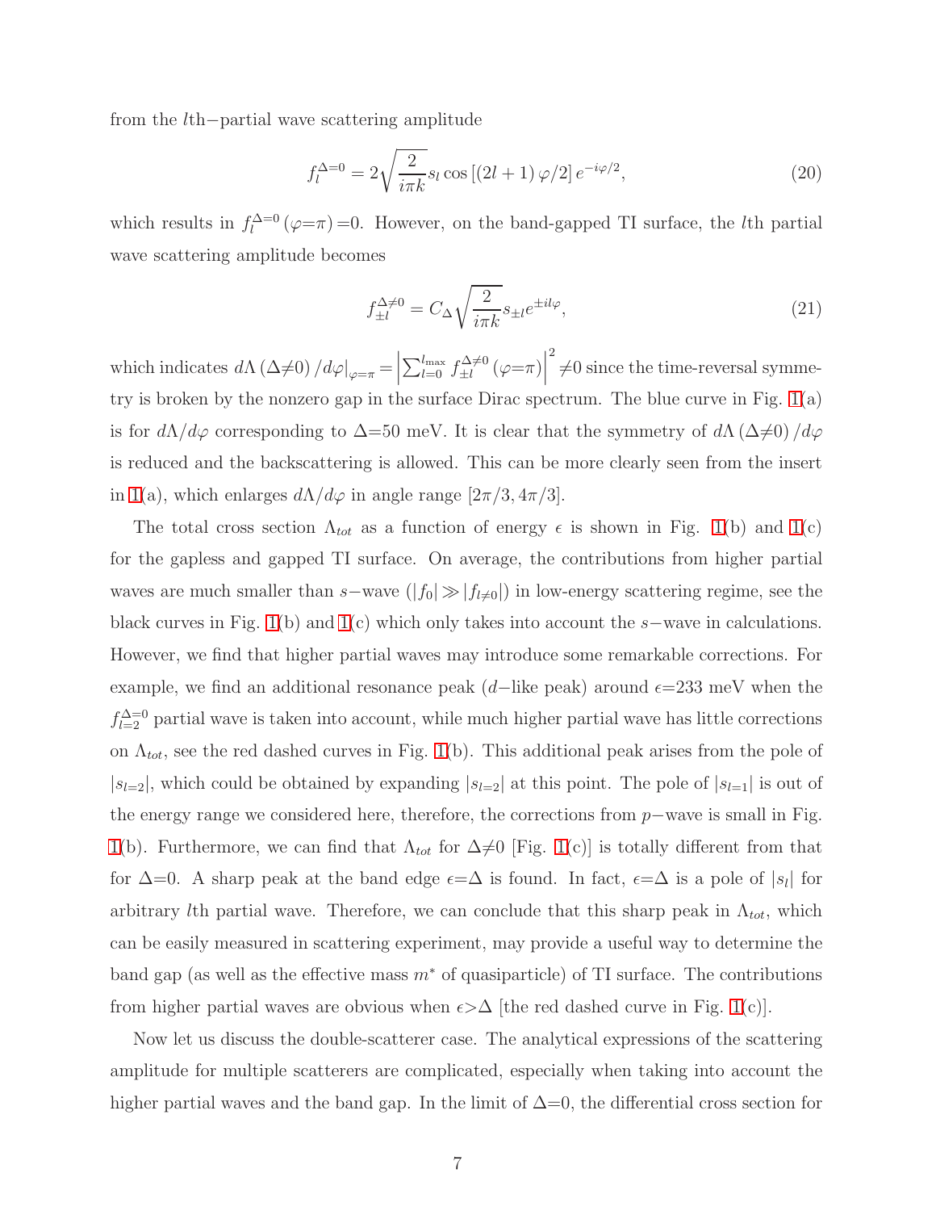from the $l$th−partial wave scattering amplitude

$$f_l^{\Delta=0} = 2\sqrt{\frac{2}{i\pi k}} s_l \cos\left[(2l+1)\varphi/2\right] e^{-i\varphi/2}, \tag{20}$$

which results in $f_l^{\Delta=0}(\varphi{=}\pi){=}0$. However, on the band-gapped TI surface, the $l$th partial wave scattering amplitude becomes

$$f_{\pm l}^{\Delta\neq 0} = C_\Delta \sqrt{\frac{2}{i\pi k}} s_{\pm l} e^{\pm il\varphi}, \tag{21}$$

which indicates $d\Lambda(\Delta{\neq}0)/d\varphi|_{\varphi=\pi} = \left|\sum_{l=0}^{l_{\max}} f_{\pm l}^{\Delta\neq 0}(\varphi{=}\pi)\right|^2 {\neq} 0$ since the time-reversal symmetry is broken by the nonzero gap in the surface Dirac spectrum. The blue curve in Fig. 1(a) is for $d\Lambda/d\varphi$ corresponding to $\Delta{=}50$ meV. It is clear that the symmetry of $d\Lambda(\Delta{\neq}0)/d\varphi$ is reduced and the backscattering is allowed. This can be more clearly seen from the insert in 1(a), which enlarges $d\Lambda/d\varphi$ in angle range $[2\pi/3, 4\pi/3]$.

The total cross section $\Lambda_{tot}$ as a function of energy $\epsilon$ is shown in Fig. 1(b) and 1(c) for the gapless and gapped TI surface. On average, the contributions from higher partial waves are much smaller than $s-$wave ($|f_0| \gg |f_{l\neq 0}|$) in low-energy scattering regime, see the black curves in Fig. 1(b) and 1(c) which only takes into account the $s-$wave in calculations. However, we find that higher partial waves may introduce some remarkable corrections. For example, we find an additional resonance peak ($d-$like peak) around $\epsilon{=}233$ meV when the $f_{l=2}^{\Delta=0}$ partial wave is taken into account, while much higher partial wave has little corrections on $\Lambda_{tot}$, see the red dashed curves in Fig. 1(b). This additional peak arises from the pole of $|s_{l=2}|$, which could be obtained by expanding $|s_{l=2}|$ at this point. The pole of $|s_{l=1}|$ is out of the energy range we considered here, therefore, the corrections from $p-$wave is small in Fig. 1(b). Furthermore, we can find that $\Lambda_{tot}$ for $\Delta{\neq}0$ [Fig. 1(c)] is totally different from that for $\Delta{=}0$. A sharp peak at the band edge $\epsilon{=}\Delta$ is found. In fact, $\epsilon{=}\Delta$ is a pole of $|s_l|$ for arbitrary $l$th partial wave. Therefore, we can conclude that this sharp peak in $\Lambda_{tot}$, which can be easily measured in scattering experiment, may provide a useful way to determine the band gap (as well as the effective mass $m^*$ of quasiparticle) of TI surface. The contributions from higher partial waves are obvious when $\epsilon{>}\Delta$ [the red dashed curve in Fig. 1(c)].

Now let us discuss the double-scatterer case. The analytical expressions of the scattering amplitude for multiple scatterers are complicated, especially when taking into account the higher partial waves and the band gap. In the limit of $\Delta{=}0$, the differential cross section for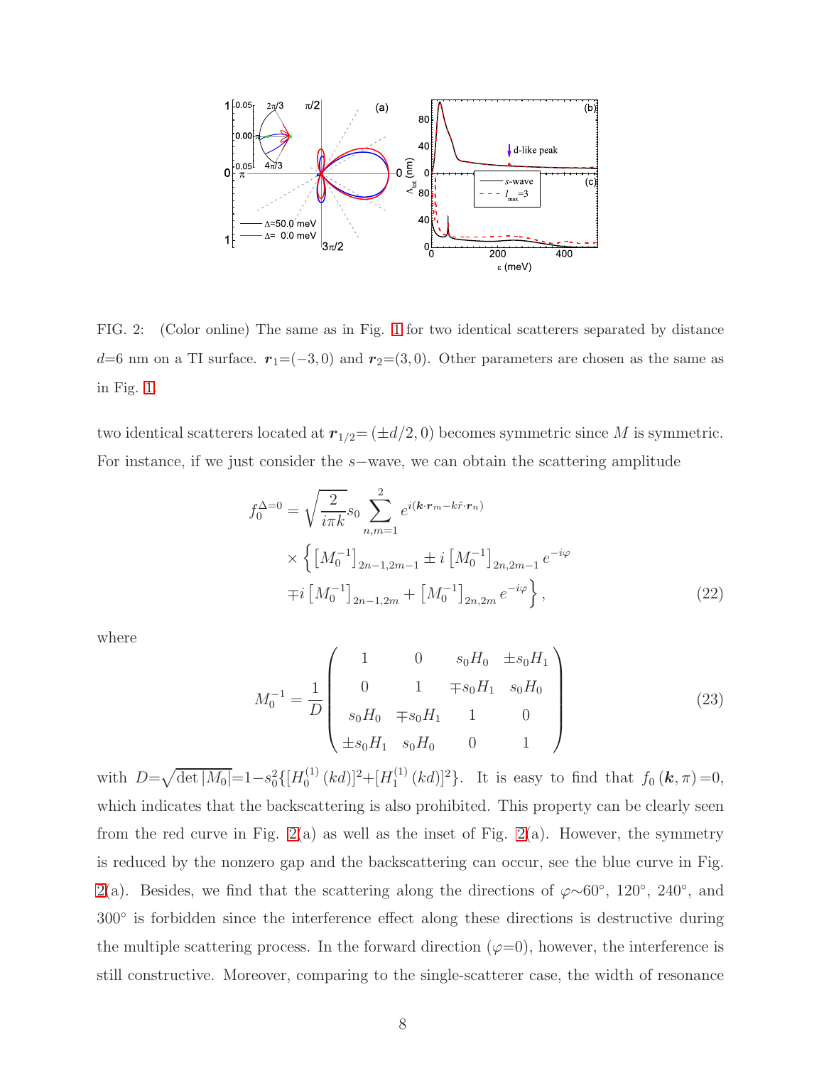FIG. 2: (Color online) The same as in Fig. 1 for two identical scatterers separated by distance $d$=6 nm on a TI surface. $\boldsymbol{r}_1$=$(-3,0)$ and $\boldsymbol{r}_2$=$(3,0)$. Other parameters are chosen as the same as in Fig. 1.

two identical scatterers located at $\boldsymbol{r}_{1/2}$= $(\pm d/2, 0)$ becomes symmetric since $M$ is symmetric. For instance, if we just consider the $s-$wave, we can obtain the scattering amplitude

$$
\begin{aligned}
f_0^{\Delta=0} = & \sqrt{\frac{2}{i\pi k}} s_0 \sum_{n,m=1}^{2} e^{i(\boldsymbol{k}\cdot\boldsymbol{r}_m - k\hat{r}\cdot\boldsymbol{r}_n)} \\
& \times \left\{ \left[M_0^{-1}\right]_{2n-1,2m-1} \pm i \left[M_0^{-1}\right]_{2n,2m-1} e^{-i\varphi} \right. \\
& \left. \mp i \left[M_0^{-1}\right]_{2n-1,2m} + \left[M_0^{-1}\right]_{2n,2m} e^{-i\varphi} \right\},
\end{aligned} \tag{22}
$$

where

$$
M_0^{-1} = \frac{1}{D} \begin{pmatrix} 1 & 0 & s_0 H_0 & \pm s_0 H_1 \\ 0 & 1 & \mp s_0 H_1 & s_0 H_0 \\ s_0 H_0 & \mp s_0 H_1 & 1 & 0 \\ \pm s_0 H_1 & s_0 H_0 & 0 & 1 \end{pmatrix} \tag{23}
$$

with $D$=$\sqrt{\det |M_0|}$=$1-s_0^2\{[H_0^{(1)}(kd)]^2 + [H_1^{(1)}(kd)]^2\}$. It is easy to find that $f_0(\boldsymbol{k}, \pi)$=0, which indicates that the backscattering is also prohibited. This property can be clearly seen from the red curve in Fig. 2(a) as well as the inset of Fig. 2(a). However, the symmetry is reduced by the nonzero gap and the backscattering can occur, see the blue curve in Fig. 2(a). Besides, we find that the scattering along the directions of $\varphi$∼60°, 120°, 240°, and 300° is forbidden since the interference effect along these directions is destructive during the multiple scattering process. In the forward direction ($\varphi$=0), however, the interference is still constructive. Moreover, comparing to the single-scatterer case, the width of resonance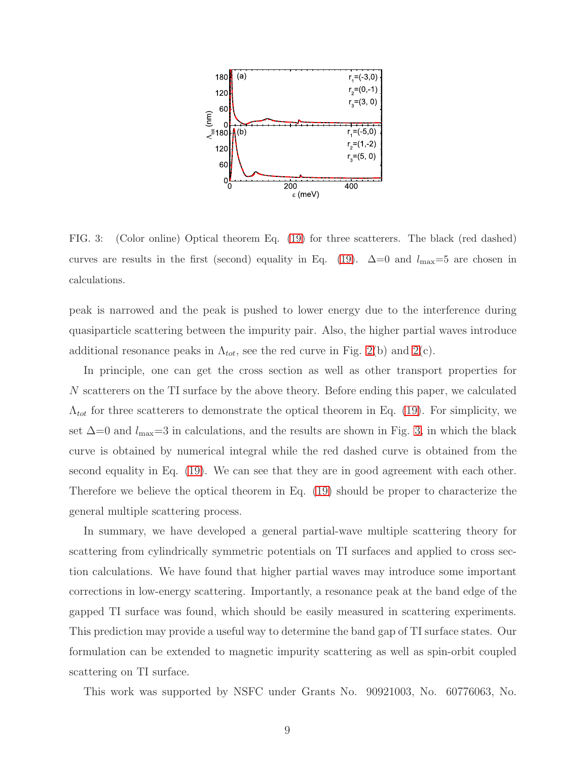FIG. 3: (Color online) Optical theorem Eq. (19) for three scatterers. The black (red dashed) curves are results in the first (second) equality in Eq. (19). $\Delta$=0 and $l_{\max}$=5 are chosen in calculations.

peak is narrowed and the peak is pushed to lower energy due to the interference during quasiparticle scattering between the impurity pair. Also, the higher partial waves introduce additional resonance peaks in $\Lambda_{tot}$, see the red curve in Fig. 2(b) and 2(c).

In principle, one can get the cross section as well as other transport properties for $N$ scatterers on the TI surface by the above theory. Before ending this paper, we calculated $\Lambda_{tot}$ for three scatterers to demonstrate the optical theorem in Eq. (19). For simplicity, we set $\Delta$=0 and $l_{\max}$=3 in calculations, and the results are shown in Fig. 3, in which the black curve is obtained by numerical integral while the red dashed curve is obtained from the second equality in Eq. (19). We can see that they are in good agreement with each other. Therefore we believe the optical theorem in Eq. (19) should be proper to characterize the general multiple scattering process.

In summary, we have developed a general partial-wave multiple scattering theory for scattering from cylindrically symmetric potentials on TI surfaces and applied to cross section calculations. We have found that higher partial waves may introduce some important corrections in low-energy scattering. Importantly, a resonance peak at the band edge of the gapped TI surface was found, which should be easily measured in scattering experiments. This prediction may provide a useful way to determine the band gap of TI surface states. Our formulation can be extended to magnetic impurity scattering as well as spin-orbit coupled scattering on TI surface.

This work was supported by NSFC under Grants No. 90921003, No. 60776063, No.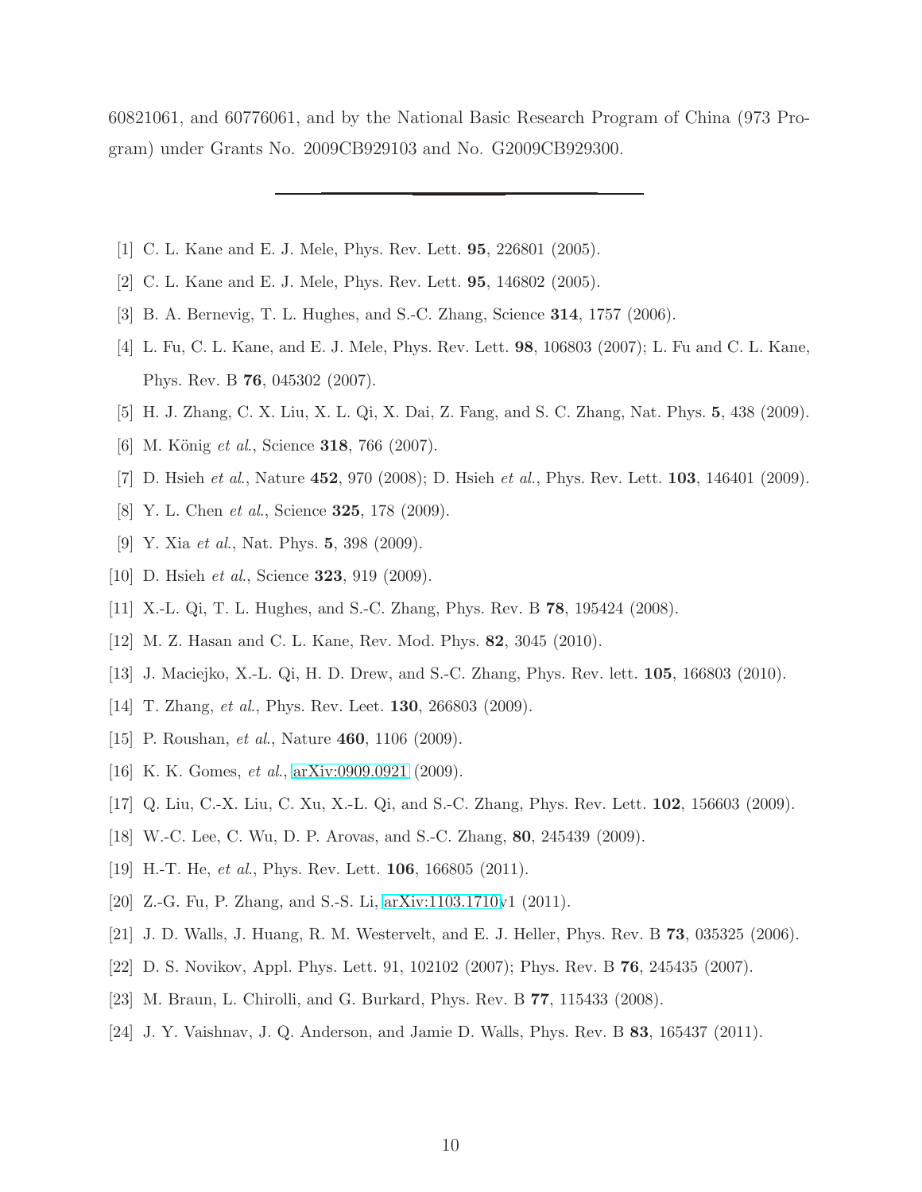60821061, and 60776061, and by the National Basic Research Program of China (973 Program) under Grants No. 2009CB929103 and No. G2009CB929300.

---

[1] C. L. Kane and E. J. Mele, Phys. Rev. Lett. **95**, 226801 (2005).

[2] C. L. Kane and E. J. Mele, Phys. Rev. Lett. **95**, 146802 (2005).

[3] B. A. Bernevig, T. L. Hughes, and S.-C. Zhang, Science **314**, 1757 (2006).

[4] L. Fu, C. L. Kane, and E. J. Mele, Phys. Rev. Lett. **98**, 106803 (2007); L. Fu and C. L. Kane, Phys. Rev. B **76**, 045302 (2007).

[5] H. J. Zhang, C. X. Liu, X. L. Qi, X. Dai, Z. Fang, and S. C. Zhang, Nat. Phys. **5**, 438 (2009).

[6] M. König *et al.*, Science **318**, 766 (2007).

[7] D. Hsieh *et al.*, Nature **452**, 970 (2008); D. Hsieh *et al.*, Phys. Rev. Lett. **103**, 146401 (2009).

[8] Y. L. Chen *et al.*, Science **325**, 178 (2009).

[9] Y. Xia *et al.*, Nat. Phys. **5**, 398 (2009).

[10] D. Hsieh *et al.*, Science **323**, 919 (2009).

[11] X.-L. Qi, T. L. Hughes, and S.-C. Zhang, Phys. Rev. B **78**, 195424 (2008).

[12] M. Z. Hasan and C. L. Kane, Rev. Mod. Phys. **82**, 3045 (2010).

[13] J. Maciejko, X.-L. Qi, H. D. Drew, and S.-C. Zhang, Phys. Rev. lett. **105**, 166803 (2010).

[14] T. Zhang, *et al.*, Phys. Rev. Leet. **130**, 266803 (2009).

[15] P. Roushan, *et al.*, Nature **460**, 1106 (2009).

[16] K. K. Gomes, *et al.*, arXiv:0909.0921 (2009).

[17] Q. Liu, C.-X. Liu, C. Xu, X.-L. Qi, and S.-C. Zhang, Phys. Rev. Lett. **102**, 156603 (2009).

[18] W.-C. Lee, C. Wu, D. P. Arovas, and S.-C. Zhang, **80**, 245439 (2009).

[19] H.-T. He, *et al.*, Phys. Rev. Lett. **106**, 166805 (2011).

[20] Z.-G. Fu, P. Zhang, and S.-S. Li, arXiv:1103.1710v1 (2011).

[21] J. D. Walls, J. Huang, R. M. Westervelt, and E. J. Heller, Phys. Rev. B **73**, 035325 (2006).

[22] D. S. Novikov, Appl. Phys. Lett. 91, 102102 (2007); Phys. Rev. B **76**, 245435 (2007).

[23] M. Braun, L. Chirolli, and G. Burkard, Phys. Rev. B **77**, 115433 (2008).

[24] J. Y. Vaishnav, J. Q. Anderson, and Jamie D. Walls, Phys. Rev. B **83**, 165437 (2011).